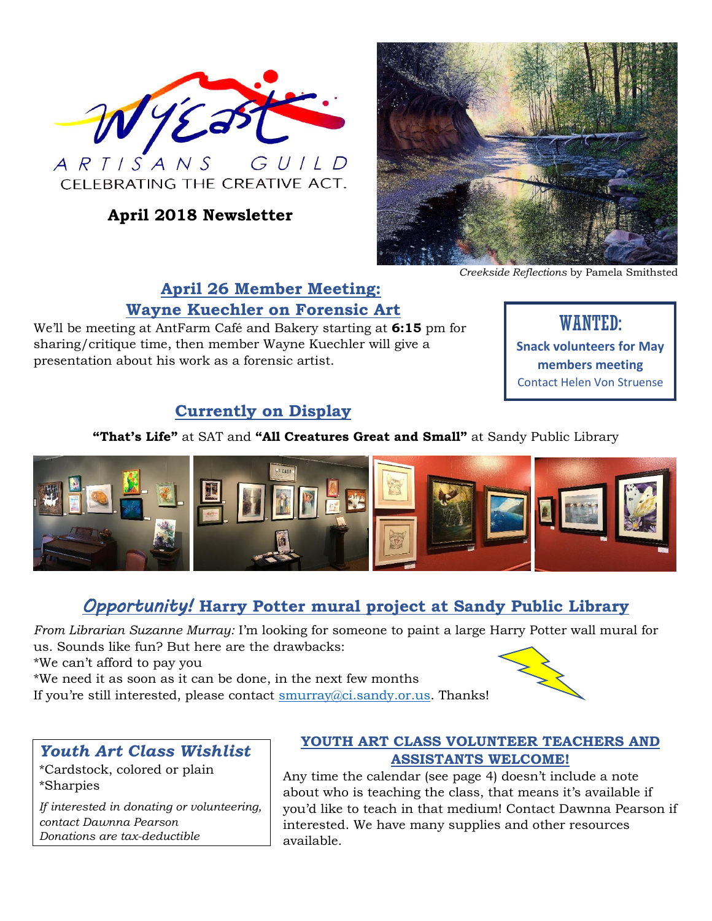# Wy'East Artisans Guild

CELEBRATING THE CREATIVE ACT.

**April 2018 Newsletter**

*Creekside Reflections* by Pamela Smithsted

## April 26 Member Meeting: Wayne Kuechler on Forensic Art

We'll be meeting at AntFarm Café and Bakery starting at **6:15** pm for sharing/critique time, then member Wayne Kuechler will give a presentation about his work as a forensic artist.

> **WANTED:**
> **Snack volunteers for May members meeting**
> Contact Helen Von Struense

## Currently on Display

**"That's Life"** at SAT and **"All Creatures Great and Small"** at Sandy Public Library

## *Opportunity!* Harry Potter mural project at Sandy Public Library

*From Librarian Suzanne Murray:* I'm looking for someone to paint a large Harry Potter wall mural for us. Sounds like fun? But here are the drawbacks:

*We can't afford to pay you

*We need it as soon as it can be done, in the next few months

If you're still interested, please contact smurray@ci.sandy.or.us. Thanks!

### *Youth Art Class Wishlist*

*Cardstock, colored or plain

*Sharpies

*If interested in donating or volunteering, contact Dawnna Pearson*
*Donations are tax-deductible*

### YOUTH ART CLASS VOLUNTEER TEACHERS AND ASSISTANTS WELCOME!

Any time the calendar (see page 4) doesn't include a note about who is teaching the class, that means it's available if you'd like to teach in that medium! Contact Dawnna Pearson if interested. We have many supplies and other resources available.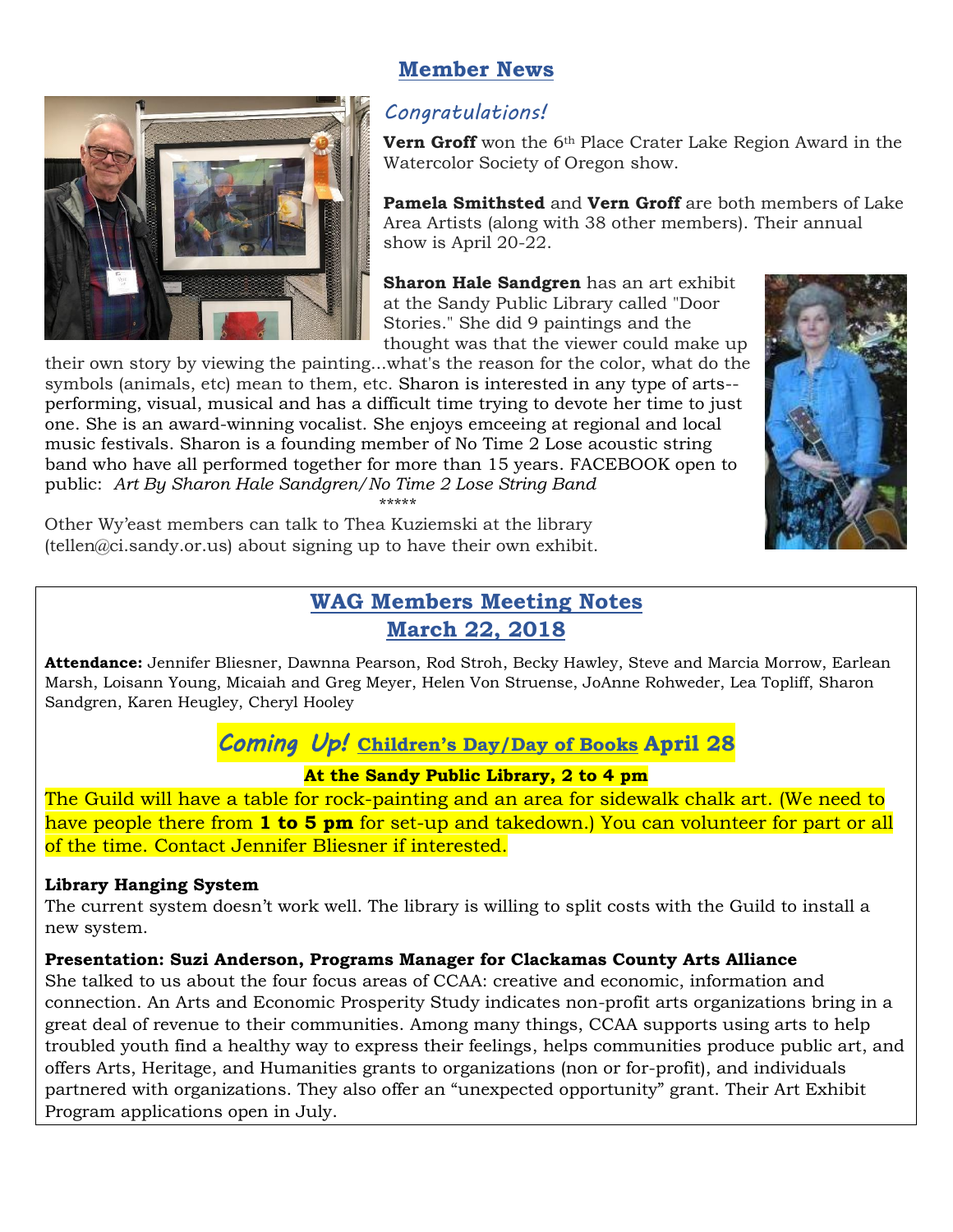## Member News

### *Congratulations!*

**Vern Groff** won the 6th Place Crater Lake Region Award in the Watercolor Society of Oregon show.

**Pamela Smithsted** and **Vern Groff** are both members of Lake Area Artists (along with 38 other members). Their annual show is April 20-22.

**Sharon Hale Sandgren** has an art exhibit at the Sandy Public Library called "Door Stories." She did 9 paintings and the thought was that the viewer could make up their own story by viewing the painting...what's the reason for the color, what do the symbols (animals, etc) mean to them, etc. Sharon is interested in any type of arts--performing, visual, musical and has a difficult time trying to devote her time to just one. She is an award-winning vocalist. She enjoys emceeing at regional and local music festivals. Sharon is a founding member of No Time 2 Lose acoustic string band who have all performed together for more than 15 years. FACEBOOK open to public: *Art By Sharon Hale Sandgren/No Time 2 Lose String Band*

*****

Other Wy'east members can talk to Thea Kuziemski at the library (tellen@ci.sandy.or.us) about signing up to have their own exhibit.

## WAG Members Meeting Notes
## March 22, 2018

**Attendance:** Jennifer Bliesner, Dawnna Pearson, Rod Stroh, Becky Hawley, Steve and Marcia Morrow, Earlean Marsh, Loisann Young, Micaiah and Greg Meyer, Helen Von Struense, JoAnne Rohweder, Lea Topliff, Sharon Sandgren, Karen Heugley, Cheryl Hooley

### *Coming Up!* Children's Day/Day of Books April 28

**At the Sandy Public Library, 2 to 4 pm**

The Guild will have a table for rock-painting and an area for sidewalk chalk art. (We need to have people there from **1 to 5 pm** for set-up and takedown.) You can volunteer for part or all of the time. Contact Jennifer Bliesner if interested.

**Library Hanging System**

The current system doesn't work well. The library is willing to split costs with the Guild to install a new system.

**Presentation: Suzi Anderson, Programs Manager for Clackamas County Arts Alliance**

She talked to us about the four focus areas of CCAA: creative and economic, information and connection. An Arts and Economic Prosperity Study indicates non-profit arts organizations bring in a great deal of revenue to their communities. Among many things, CCAA supports using arts to help troubled youth find a healthy way to express their feelings, helps communities produce public art, and offers Arts, Heritage, and Humanities grants to organizations (non or for-profit), and individuals partnered with organizations. They also offer an "unexpected opportunity" grant. Their Art Exhibit Program applications open in July.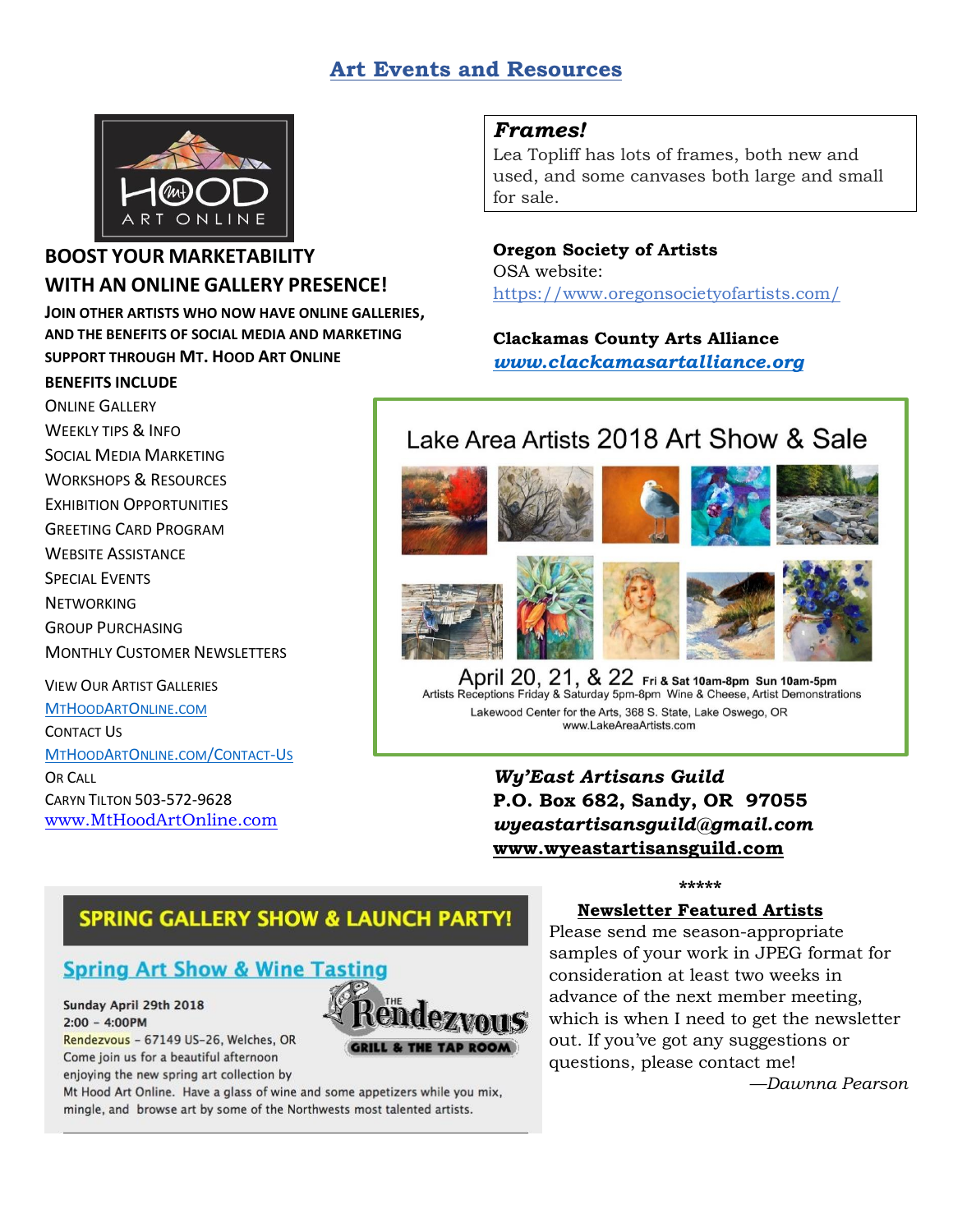# Art Events and Resources

HOOD ART ONLINE

## BOOST YOUR MARKETABILITY WITH AN ONLINE GALLERY PRESENCE!

**JOIN OTHER ARTISTS WHO NOW HAVE ONLINE GALLERIES, AND THE BENEFITS OF SOCIAL MEDIA AND MARKETING SUPPORT THROUGH MT. HOOD ART ONLINE**

**BENEFITS INCLUDE**

ONLINE GALLERY
WEEKLY TIPS & INFO
SOCIAL MEDIA MARKETING
WORKSHOPS & RESOURCES
EXHIBITION OPPORTUNITIES
GREETING CARD PROGRAM
WEBSITE ASSISTANCE
SPECIAL EVENTS
NETWORKING
GROUP PURCHASING
MONTHLY CUSTOMER NEWSLETTERS

VIEW OUR ARTIST GALLERIES
MTHOODARTONLINE.COM
CONTACT US
MTHOODARTONLINE.COM/CONTACT-US
OR CALL
CARYN TILTON 503-572-9628
www.MtHoodArtOnline.com

### *Frames!*

Lea Topliff has lots of frames, both new and used, and some canvases both large and small for sale.

**Oregon Society of Artists**
OSA website:
https://www.oregonsocietyofartists.com/

**Clackamas County Arts Alliance**
***www.clackamasartalliance.org***

## Lake Area Artists 2018 Art Show & Sale

April 20, 21, & 22 **Fri & Sat 10am-8pm Sun 10am-5pm**
Artists Receptions Friday & Saturday 5pm-8pm Wine & Cheese, Artist Demonstrations
Lakewood Center for the Arts, 368 S. State, Lake Oswego, OR
www.LakeAreaArtists.com

***Wy'East Artisans Guild***
**P.O. Box 682, Sandy, OR 97055**
***wyeastartisansguild@gmail.com***
**www.wyeastartisansguild.com**

## SPRING GALLERY SHOW & LAUNCH PARTY!

### Spring Art Show & Wine Tasting

THE Rendezvous GRILL & THE TAP ROOM

**Sunday April 29th 2018**
**2:00 – 4:00PM**
Rendezvous – 67149 US-26, Welches, OR
Come join us for a beautiful afternoon enjoying the new spring art collection by Mt Hood Art Online. Have a glass of wine and some appetizers while you mix, mingle, and browse art by some of the Northwests most talented artists.

*****

### Newsletter Featured Artists

Please send me season-appropriate samples of your work in JPEG format for consideration at least two weeks in advance of the next member meeting, which is when I need to get the newsletter out. If you've got any suggestions or questions, please contact me!

—*Dawnna Pearson*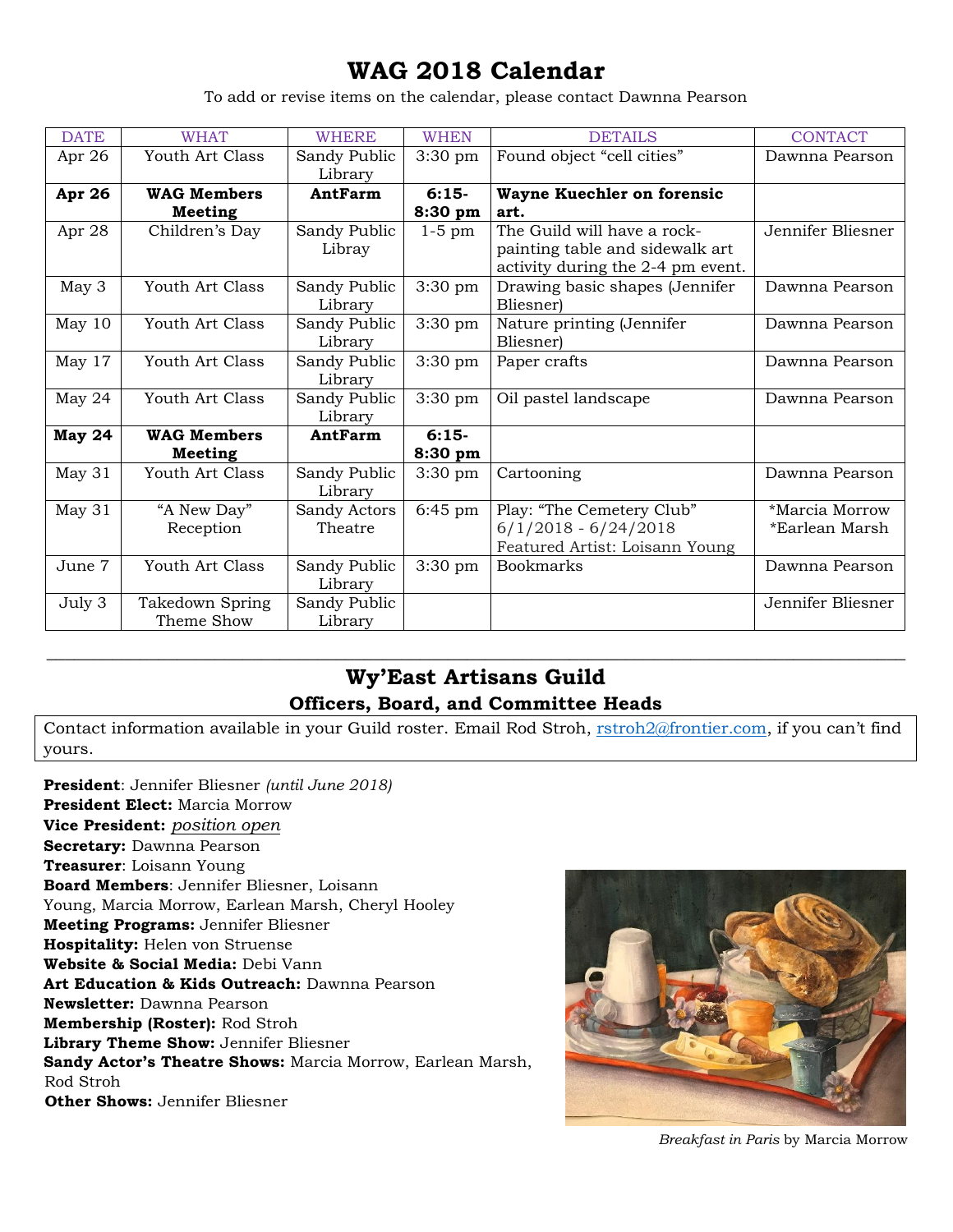# WAG 2018 Calendar

To add or revise items on the calendar, please contact Dawnna Pearson

| DATE | WHAT | WHERE | WHEN | DETAILS | CONTACT |
|---|---|---|---|---|---|
| Apr 26 | Youth Art Class | Sandy Public Library | 3:30 pm | Found object "cell cities" | Dawnna Pearson |
| **Apr 26** | **WAG Members Meeting** | **AntFarm** | **6:15-8:30 pm** | **Wayne Kuechler on forensic art.** | |
| Apr 28 | Children's Day | Sandy Public Libray | 1-5 pm | The Guild will have a rock-painting table and sidewalk art activity during the 2-4 pm event. | Jennifer Bliesner |
| May 3 | Youth Art Class | Sandy Public Library | 3:30 pm | Drawing basic shapes (Jennifer Bliesner) | Dawnna Pearson |
| May 10 | Youth Art Class | Sandy Public Library | 3:30 pm | Nature printing (Jennifer Bliesner) | Dawnna Pearson |
| May 17 | Youth Art Class | Sandy Public Library | 3:30 pm | Paper crafts | Dawnna Pearson |
| May 24 | Youth Art Class | Sandy Public Library | 3:30 pm | Oil pastel landscape | Dawnna Pearson |
| **May 24** | **WAG Members Meeting** | **AntFarm** | **6:15-8:30 pm** | | |
| May 31 | Youth Art Class | Sandy Public Library | 3:30 pm | Cartooning | Dawnna Pearson |
| May 31 | "A New Day" Reception | Sandy Actors Theatre | 6:45 pm | Play: "The Cemetery Club" 6/1/2018 - 6/24/2018 Featured Artist: Loisann Young | *Marcia Morrow *Earlean Marsh |
| June 7 | Youth Art Class | Sandy Public Library | 3:30 pm | Bookmarks | Dawnna Pearson |
| July 3 | Takedown Spring Theme Show | Sandy Public Library | | | Jennifer Bliesner |

---

## Wy'East Artisans Guild

### Officers, Board, and Committee Heads

Contact information available in your Guild roster. Email Rod Stroh, rstroh2@frontier.com, if you can't find yours.

**President**: Jennifer Bliesner *(until June 2018)*
**President Elect:** Marcia Morrow
**Vice President:** *position open*
**Secretary:** Dawnna Pearson
**Treasurer**: Loisann Young
**Board Members**: Jennifer Bliesner, Loisann Young, Marcia Morrow, Earlean Marsh, Cheryl Hooley
**Meeting Programs:** Jennifer Bliesner
**Hospitality:** Helen von Struense
**Website & Social Media:** Debi Vann
**Art Education & Kids Outreach:** Dawnna Pearson
**Newsletter:** Dawnna Pearson
**Membership (Roster):** Rod Stroh
**Library Theme Show:** Jennifer Bliesner
**Sandy Actor's Theatre Shows:** Marcia Morrow, Earlean Marsh, Rod Stroh
**Other Shows:** Jennifer Bliesner

*Breakfast in Paris* by Marcia Morrow